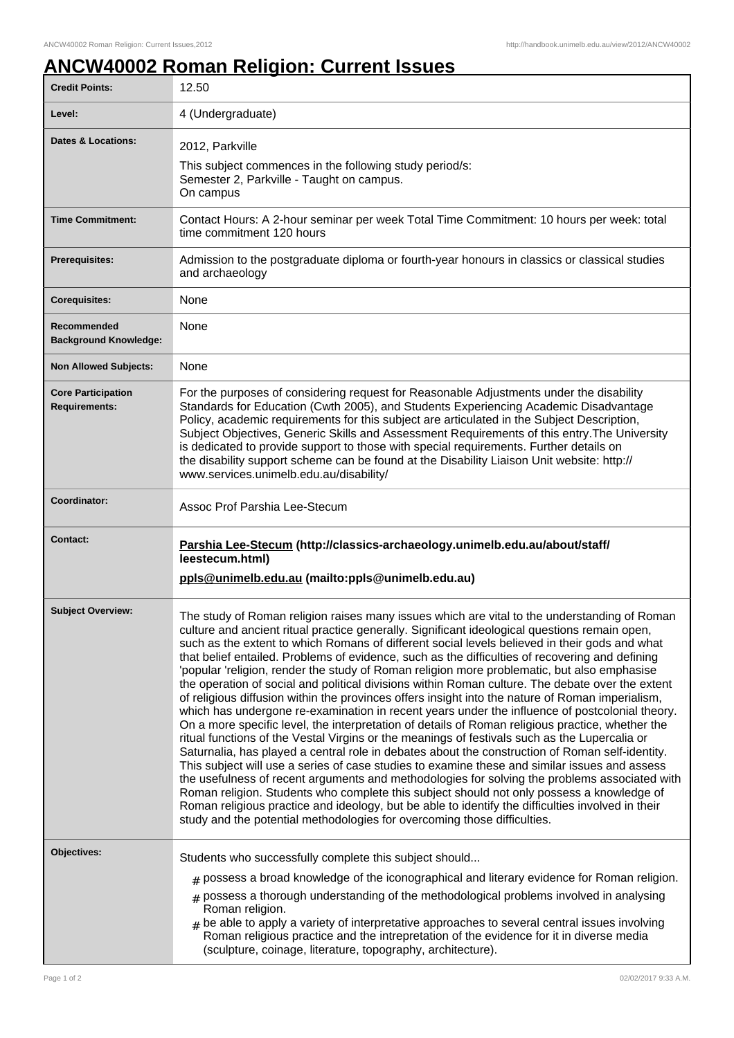# ANCW40002 Roman Religion: Current Issues

| Credit Points: | 12.50 |
| --- | --- |
| Level: | 4 (Undergraduate) |
| Dates & Locations: | 2012, Parkville<br>This subject commences in the following study period/s:<br>Semester 2, Parkville - Taught on campus.<br>On campus |
| Time Commitment: | Contact Hours: A 2-hour seminar per week Total Time Commitment: 10 hours per week: total time commitment 120 hours |
| Prerequisites: | Admission to the postgraduate diploma or fourth-year honours in classics or classical studies and archaeology |
| Corequisites: | None |
| Recommended Background Knowledge: | None |
| Non Allowed Subjects: | None |
| Core Participation Requirements: | For the purposes of considering request for Reasonable Adjustments under the disability Standards for Education (Cwth 2005), and Students Experiencing Academic Disadvantage Policy, academic requirements for this subject are articulated in the Subject Description, Subject Objectives, Generic Skills and Assessment Requirements of this entry.The University is dedicated to provide support to those with special requirements. Further details on the disability support scheme can be found at the Disability Liaison Unit website: http://www.services.unimelb.edu.au/disability/ |
| Coordinator: | Assoc Prof Parshia Lee-Stecum |
| Contact: | **Parshia Lee-Stecum (http://classics-archaeology.unimelb.edu.au/about/staff/leestecum.html)**<br>**ppls@unimelb.edu.au (mailto:ppls@unimelb.edu.au)** |
| Subject Overview: | The study of Roman religion raises many issues which are vital to the understanding of Roman culture and ancient ritual practice generally. Significant ideological questions remain open, such as the extent to which Romans of different social levels believed in their gods and what that belief entailed. Problems of evidence, such as the difficulties of recovering and defining 'popular 'religion, render the study of Roman religion more problematic, but also emphasise the operation of social and political divisions within Roman culture. The debate over the extent of religious diffusion within the provinces offers insight into the nature of Roman imperialism, which has undergone re-examination in recent years under the influence of postcolonial theory. On a more specific level, the interpretation of details of Roman religious practice, whether the ritual functions of the Vestal Virgins or the meanings of festivals such as the Lupercalia or Saturnalia, has played a central role in debates about the construction of Roman self-identity. This subject will use a series of case studies to examine these and similar issues and assess the usefulness of recent arguments and methodologies for solving the problems associated with Roman religion. Students who complete this subject should not only possess a knowledge of Roman religious practice and ideology, but be able to identify the difficulties involved in their study and the potential methodologies for overcoming those difficulties. |
| Objectives: | Students who successfully complete this subject should...<br># possess a broad knowledge of the iconographical and literary evidence for Roman religion.<br># possess a thorough understanding of the methodological problems involved in analysing Roman religion.<br># be able to apply a variety of interpretative approaches to several central issues involving Roman religious practice and the intrepretation of the evidence for it in diverse media (sculpture, coinage, literature, topography, architecture). |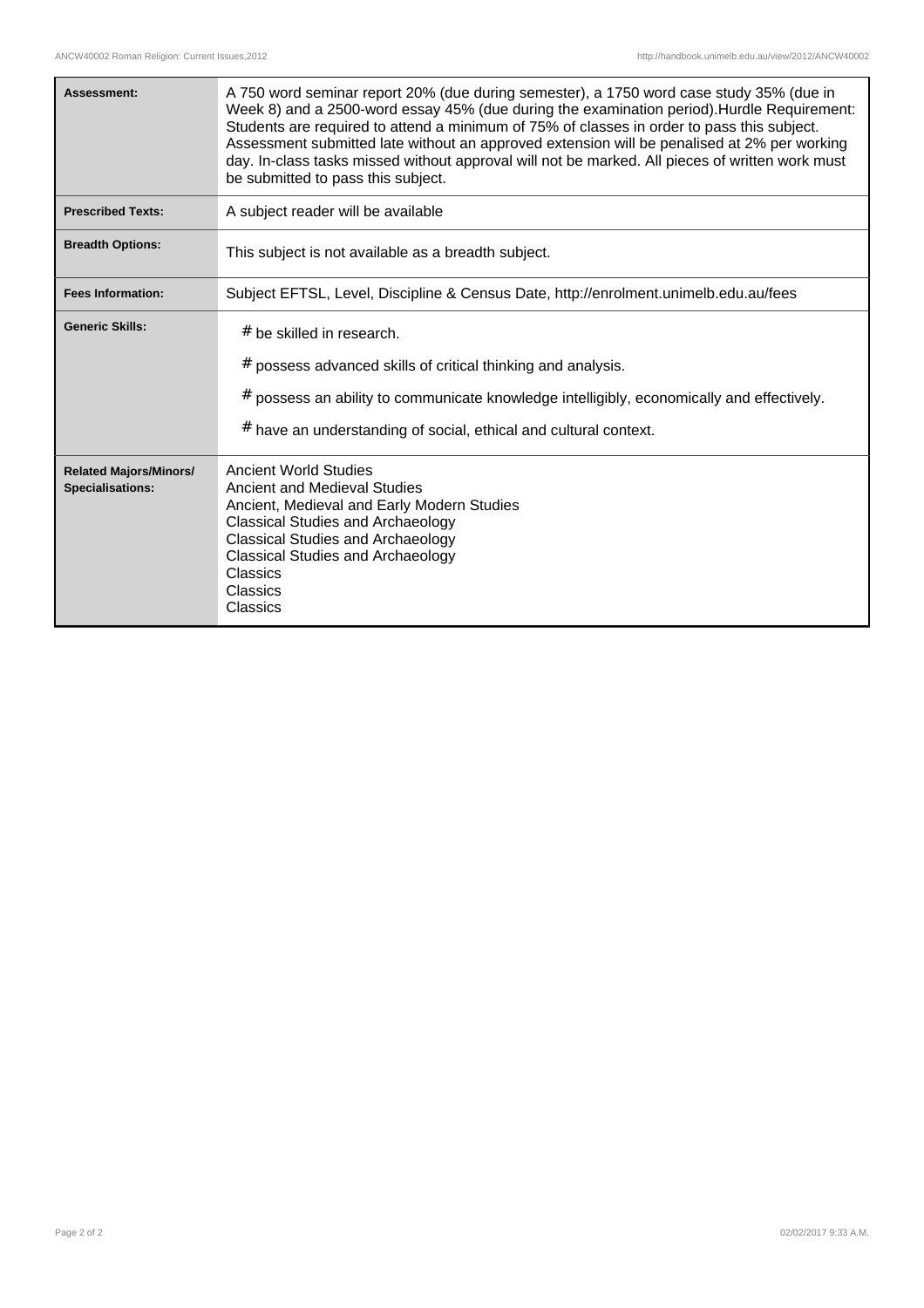| | |
|---|---|
| **Assessment:** | A 750 word seminar report 20% (due during semester), a 1750 word case study 35% (due in Week 8) and a 2500-word essay 45% (due during the examination period).Hurdle Requirement: Students are required to attend a minimum of 75% of classes in order to pass this subject. Assessment submitted late without an approved extension will be penalised at 2% per working day. In-class tasks missed without approval will not be marked. All pieces of written work must be submitted to pass this subject. |
| **Prescribed Texts:** | A subject reader will be available |
| **Breadth Options:** | This subject is not available as a breadth subject. |
| **Fees Information:** | Subject EFTSL, Level, Discipline & Census Date, http://enrolment.unimelb.edu.au/fees |
| **Generic Skills:** | # be skilled in research.<br># possess advanced skills of critical thinking and analysis.<br># possess an ability to communicate knowledge intelligibly, economically and effectively.<br># have an understanding of social, ethical and cultural context. |
| **Related Majors/Minors/ Specialisations:** | Ancient World Studies<br>Ancient and Medieval Studies<br>Ancient, Medieval and Early Modern Studies<br>Classical Studies and Archaeology<br>Classical Studies and Archaeology<br>Classical Studies and Archaeology<br>Classics<br>Classics<br>Classics |